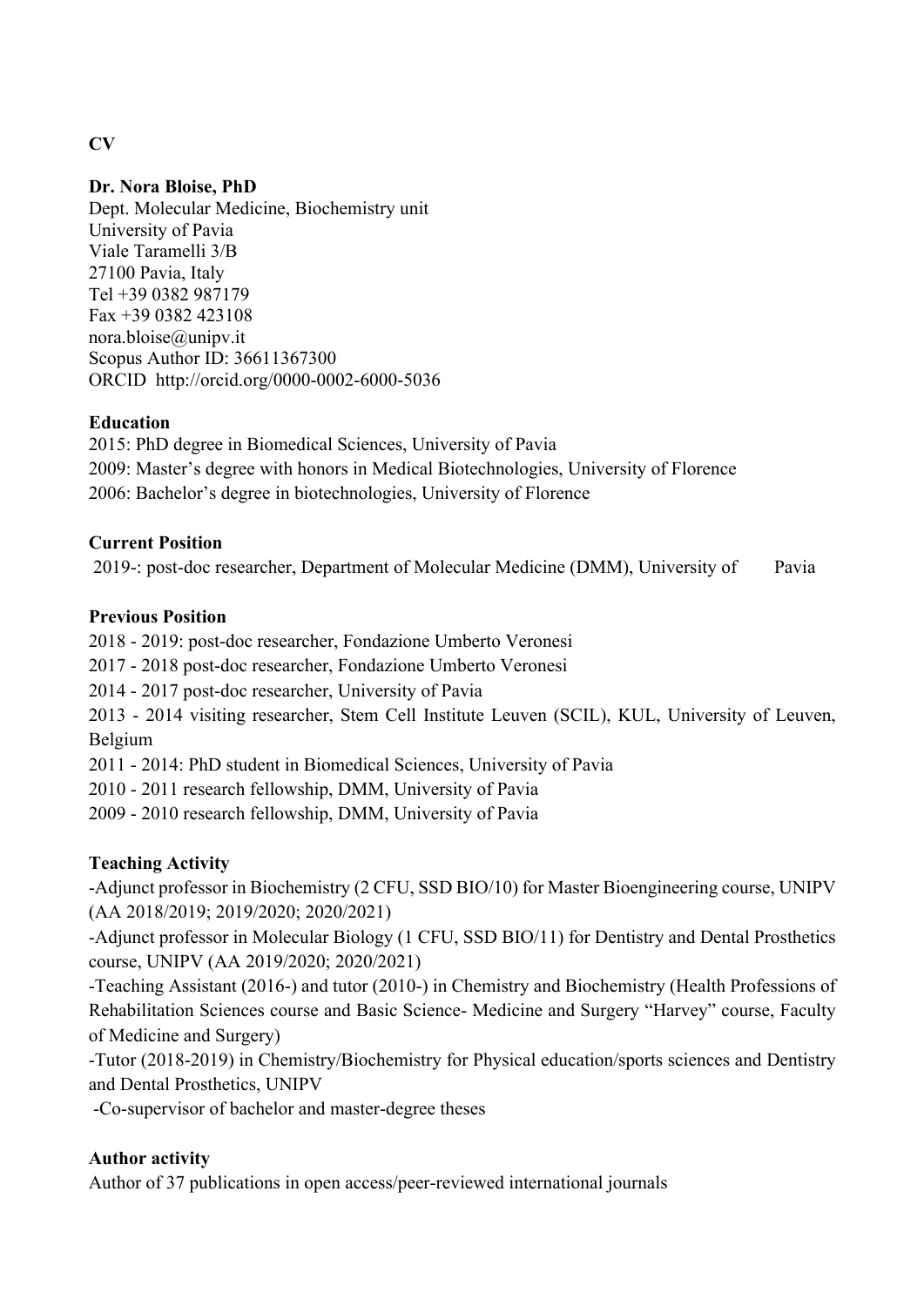**CV**

**Dr. Nora Bloise, PhD**
Dept. Molecular Medicine, Biochemistry unit
University of Pavia
Viale Taramelli 3/B
27100 Pavia, Italy
Tel +39 0382 987179
Fax +39 0382 423108
nora.bloise@unipv.it
Scopus Author ID: 36611367300
ORCID http://orcid.org/0000-0002-6000-5036

**Education**

2015: PhD degree in Biomedical Sciences, University of Pavia
2009: Master's degree with honors in Medical Biotechnologies, University of Florence
2006: Bachelor's degree in biotechnologies, University of Florence

**Current Position**

2019-: post-doc researcher, Department of Molecular Medicine (DMM), University of Pavia

**Previous Position**

2018 - 2019: post-doc researcher, Fondazione Umberto Veronesi
2017 - 2018 post-doc researcher, Fondazione Umberto Veronesi
2014 - 2017 post-doc researcher, University of Pavia
2013 - 2014 visiting researcher, Stem Cell Institute Leuven (SCIL), KUL, University of Leuven, Belgium
2011 - 2014: PhD student in Biomedical Sciences, University of Pavia
2010 - 2011 research fellowship, DMM, University of Pavia
2009 - 2010 research fellowship, DMM, University of Pavia

**Teaching Activity**

-Adjunct professor in Biochemistry (2 CFU, SSD BIO/10) for Master Bioengineering course, UNIPV (AA 2018/2019; 2019/2020; 2020/2021)
-Adjunct professor in Molecular Biology (1 CFU, SSD BIO/11) for Dentistry and Dental Prosthetics course, UNIPV (AA 2019/2020; 2020/2021)
-Teaching Assistant (2016-) and tutor (2010-) in Chemistry and Biochemistry (Health Professions of Rehabilitation Sciences course and Basic Science- Medicine and Surgery "Harvey" course, Faculty of Medicine and Surgery)
-Tutor (2018-2019) in Chemistry/Biochemistry for Physical education/sports sciences and Dentistry and Dental Prosthetics, UNIPV
-Co-supervisor of bachelor and master-degree theses

**Author activity**

Author of 37 publications in open access/peer-reviewed international journals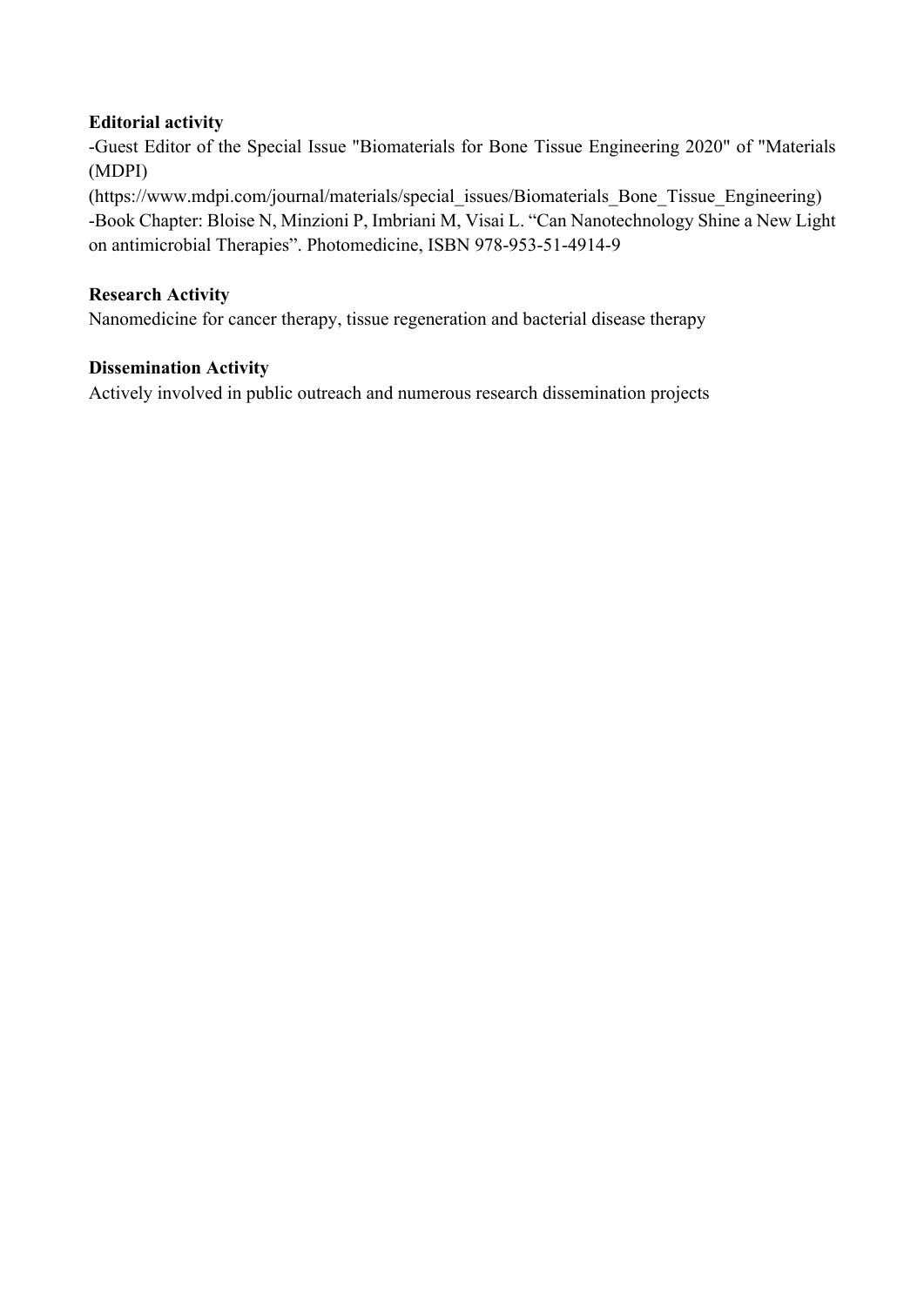**Editorial activity**

-Guest Editor of the Special Issue "Biomaterials for Bone Tissue Engineering 2020" of "Materials (MDPI)
(https://www.mdpi.com/journal/materials/special_issues/Biomaterials_Bone_Tissue_Engineering)
-Book Chapter: Bloise N, Minzioni P, Imbriani M, Visai L. "Can Nanotechnology Shine a New Light on antimicrobial Therapies". Photomedicine, ISBN 978-953-51-4914-9

**Research Activity**

Nanomedicine for cancer therapy, tissue regeneration and bacterial disease therapy

**Dissemination Activity**

Actively involved in public outreach and numerous research dissemination projects